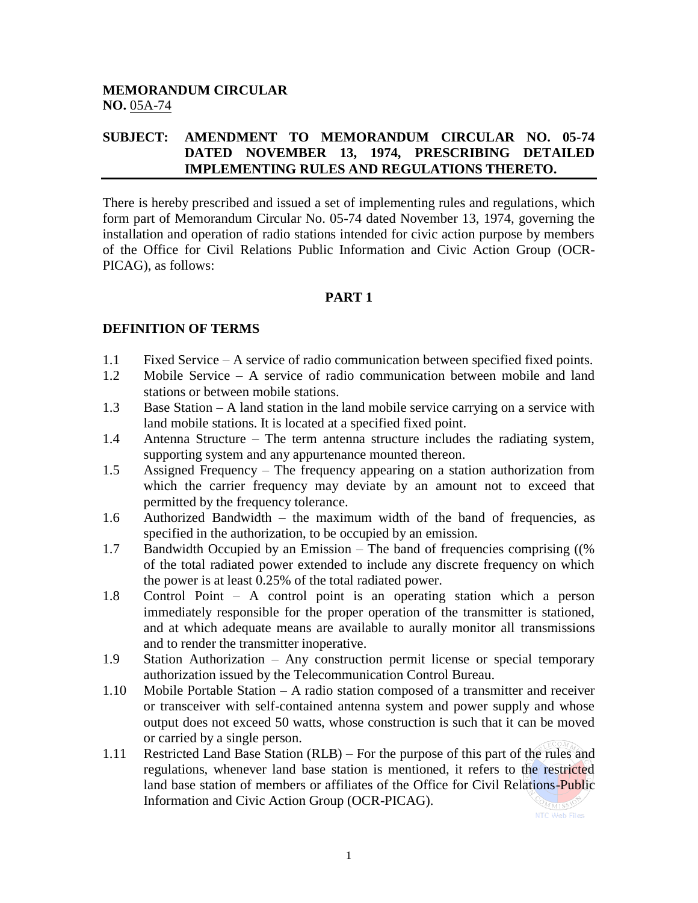**MEMORANDUM CIRCULAR**
**NO.** 05A-74

**SUBJECT: AMENDMENT TO MEMORANDUM CIRCULAR NO. 05-74 DATED NOVEMBER 13, 1974, PRESCRIBING DETAILED IMPLEMENTING RULES AND REGULATIONS THERETO.**

There is hereby prescribed and issued a set of implementing rules and regulations, which form part of Memorandum Circular No. 05-74 dated November 13, 1974, governing the installation and operation of radio stations intended for civic action purpose by members of the Office for Civil Relations Public Information and Civic Action Group (OCR-PICAG), as follows:

## PART 1

### DEFINITION OF TERMS

1.1 Fixed Service – A service of radio communication between specified fixed points.

1.2 Mobile Service – A service of radio communication between mobile and land stations or between mobile stations.

1.3 Base Station – A land station in the land mobile service carrying on a service with land mobile stations. It is located at a specified fixed point.

1.4 Antenna Structure – The term antenna structure includes the radiating system, supporting system and any appurtenance mounted thereon.

1.5 Assigned Frequency – The frequency appearing on a station authorization from which the carrier frequency may deviate by an amount not to exceed that permitted by the frequency tolerance.

1.6 Authorized Bandwidth – the maximum width of the band of frequencies, as specified in the authorization, to be occupied by an emission.

1.7 Bandwidth Occupied by an Emission – The band of frequencies comprising ((% of the total radiated power extended to include any discrete frequency on which the power is at least 0.25% of the total radiated power.

1.8 Control Point – A control point is an operating station which a person immediately responsible for the proper operation of the transmitter is stationed, and at which adequate means are available to aurally monitor all transmissions and to render the transmitter inoperative.

1.9 Station Authorization – Any construction permit license or special temporary authorization issued by the Telecommunication Control Bureau.

1.10 Mobile Portable Station – A radio station composed of a transmitter and receiver or transceiver with self-contained antenna system and power supply and whose output does not exceed 50 watts, whose construction is such that it can be moved or carried by a single person.

1.11 Restricted Land Base Station (RLB) – For the purpose of this part of the rules and regulations, whenever land base station is mentioned, it refers to the restricted land base station of members or affiliates of the Office for Civil Relations-Public Information and Civic Action Group (OCR-PICAG).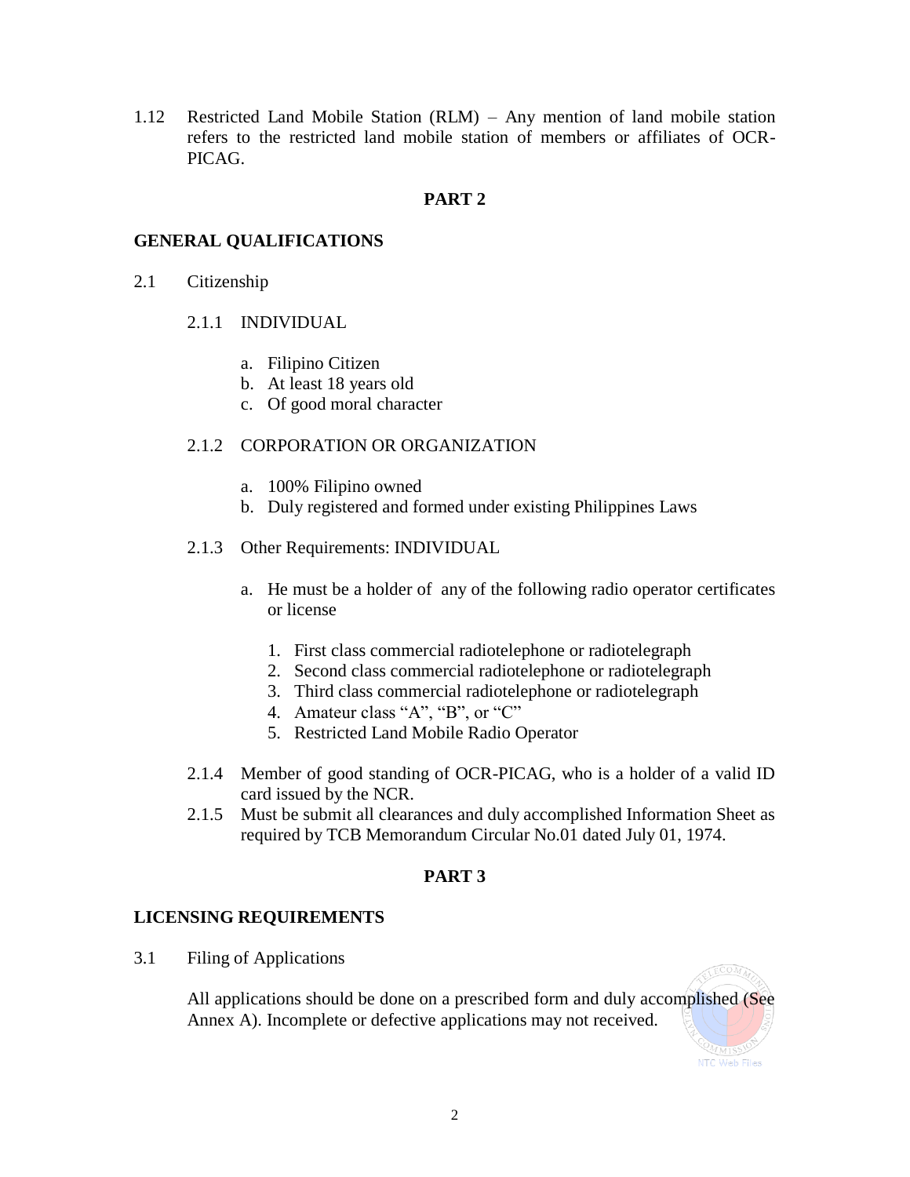1.12 Restricted Land Mobile Station (RLM) – Any mention of land mobile station refers to the restricted land mobile station of members or affiliates of OCR-PICAG.

## PART 2

### GENERAL QUALIFICATIONS

2.1 Citizenship

2.1.1 INDIVIDUAL

a. Filipino Citizen
b. At least 18 years old
c. Of good moral character

2.1.2 CORPORATION OR ORGANIZATION

a. 100% Filipino owned
b. Duly registered and formed under existing Philippines Laws

2.1.3 Other Requirements: INDIVIDUAL

a. He must be a holder of any of the following radio operator certificates or license

1. First class commercial radiotelephone or radiotelegraph
2. Second class commercial radiotelephone or radiotelegraph
3. Third class commercial radiotelephone or radiotelegraph
4. Amateur class "A", "B", or "C"
5. Restricted Land Mobile Radio Operator

2.1.4 Member of good standing of OCR-PICAG, who is a holder of a valid ID card issued by the NCR.

2.1.5 Must be submit all clearances and duly accomplished Information Sheet as required by TCB Memorandum Circular No.01 dated July 01, 1974.

## PART 3

### LICENSING REQUIREMENTS

3.1 Filing of Applications

All applications should be done on a prescribed form and duly accomplished (See Annex A). Incomplete or defective applications may not received.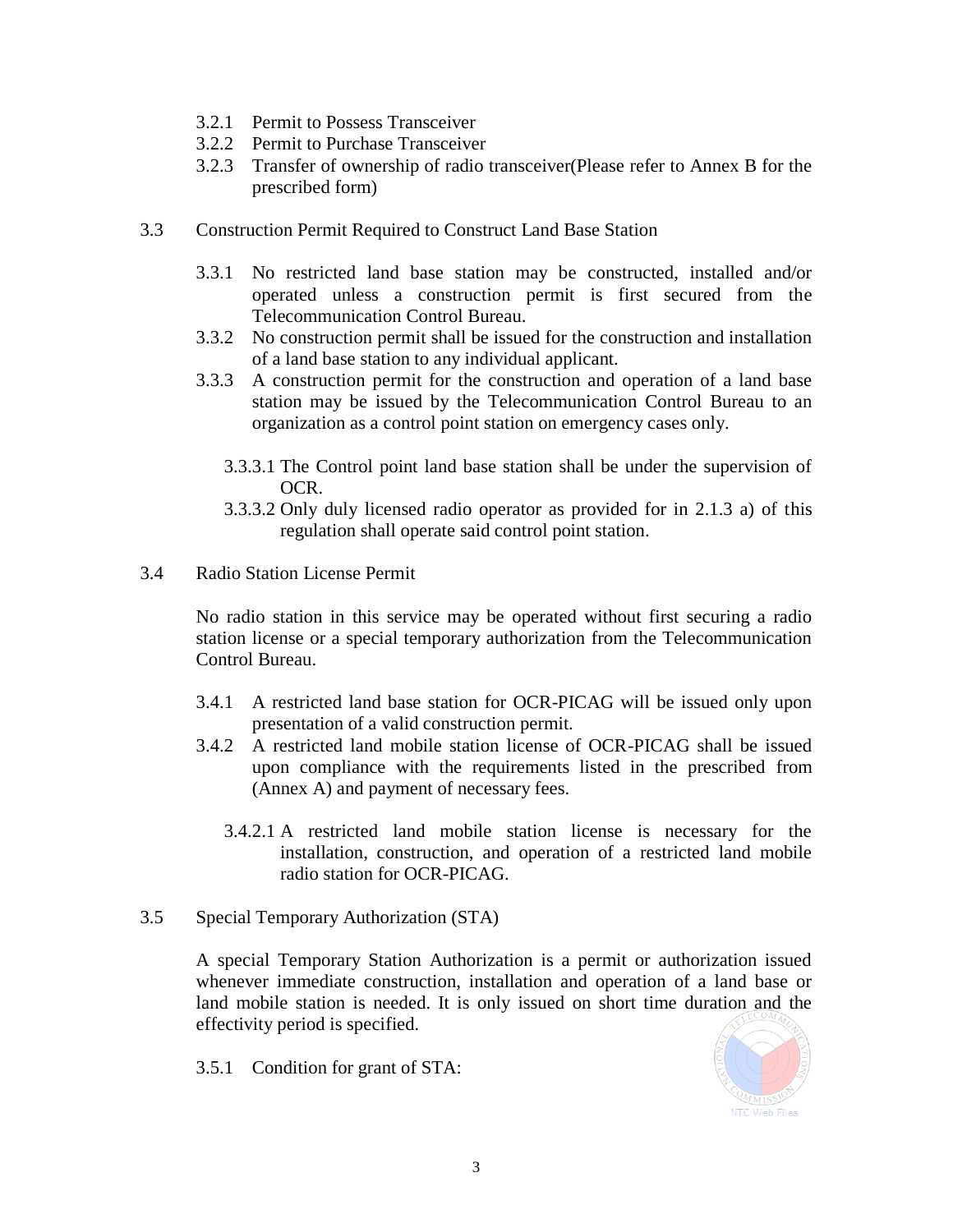3.2.1 Permit to Possess Transceiver

3.2.2 Permit to Purchase Transceiver

3.2.3 Transfer of ownership of radio transceiver(Please refer to Annex B for the prescribed form)

3.3 Construction Permit Required to Construct Land Base Station

3.3.1 No restricted land base station may be constructed, installed and/or operated unless a construction permit is first secured from the Telecommunication Control Bureau.

3.3.2 No construction permit shall be issued for the construction and installation of a land base station to any individual applicant.

3.3.3 A construction permit for the construction and operation of a land base station may be issued by the Telecommunication Control Bureau to an organization as a control point station on emergency cases only.

3.3.3.1 The Control point land base station shall be under the supervision of OCR.

3.3.3.2 Only duly licensed radio operator as provided for in 2.1.3 a) of this regulation shall operate said control point station.

3.4 Radio Station License Permit

No radio station in this service may be operated without first securing a radio station license or a special temporary authorization from the Telecommunication Control Bureau.

3.4.1 A restricted land base station for OCR-PICAG will be issued only upon presentation of a valid construction permit.

3.4.2 A restricted land mobile station license of OCR-PICAG shall be issued upon compliance with the requirements listed in the prescribed from (Annex A) and payment of necessary fees.

3.4.2.1 A restricted land mobile station license is necessary for the installation, construction, and operation of a restricted land mobile radio station for OCR-PICAG.

3.5 Special Temporary Authorization (STA)

A special Temporary Station Authorization is a permit or authorization issued whenever immediate construction, installation and operation of a land base or land mobile station is needed. It is only issued on short time duration and the effectivity period is specified.

3.5.1 Condition for grant of STA: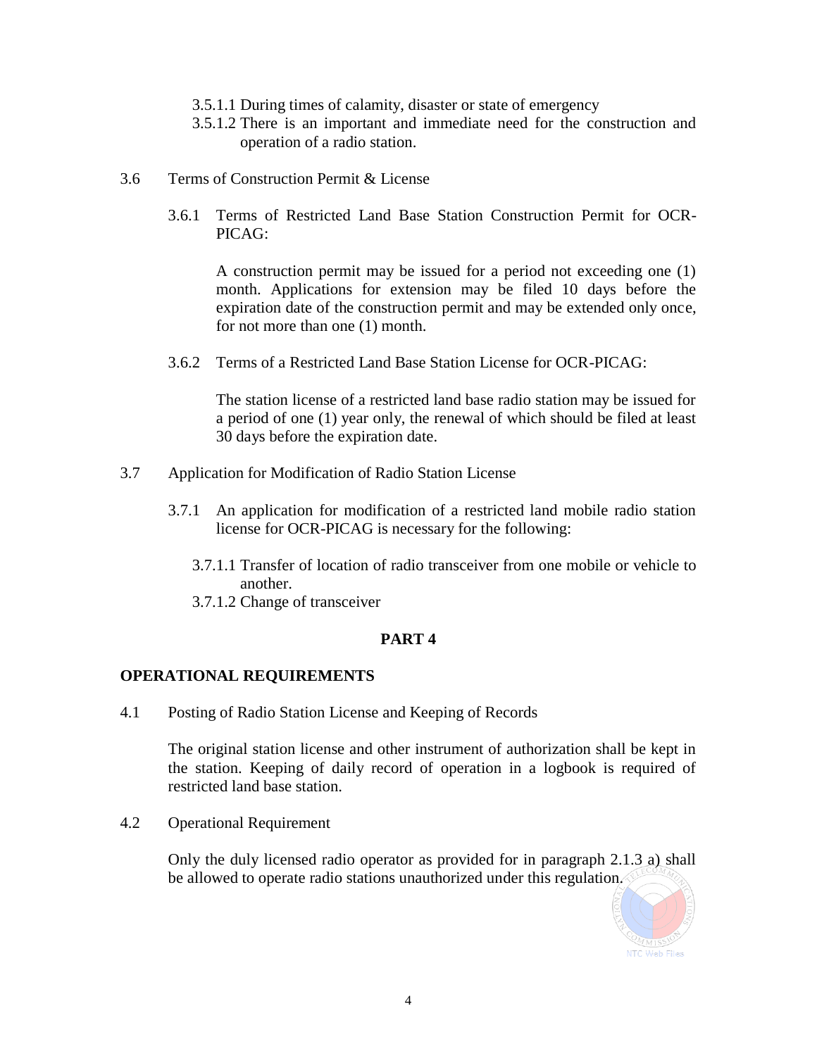3.5.1.1 During times of calamity, disaster or state of emergency

3.5.1.2 There is an important and immediate need for the construction and operation of a radio station.

3.6 Terms of Construction Permit & License

3.6.1 Terms of Restricted Land Base Station Construction Permit for OCR-PICAG:

A construction permit may be issued for a period not exceeding one (1) month. Applications for extension may be filed 10 days before the expiration date of the construction permit and may be extended only once, for not more than one (1) month.

3.6.2 Terms of a Restricted Land Base Station License for OCR-PICAG:

The station license of a restricted land base radio station may be issued for a period of one (1) year only, the renewal of which should be filed at least 30 days before the expiration date.

3.7 Application for Modification of Radio Station License

3.7.1 An application for modification of a restricted land mobile radio station license for OCR-PICAG is necessary for the following:

3.7.1.1 Transfer of location of radio transceiver from one mobile or vehicle to another.

3.7.1.2 Change of transceiver

## PART 4

## OPERATIONAL REQUIREMENTS

4.1 Posting of Radio Station License and Keeping of Records

The original station license and other instrument of authorization shall be kept in the station. Keeping of daily record of operation in a logbook is required of restricted land base station.

4.2 Operational Requirement

Only the duly licensed radio operator as provided for in paragraph 2.1.3 a) shall be allowed to operate radio stations unauthorized under this regulation.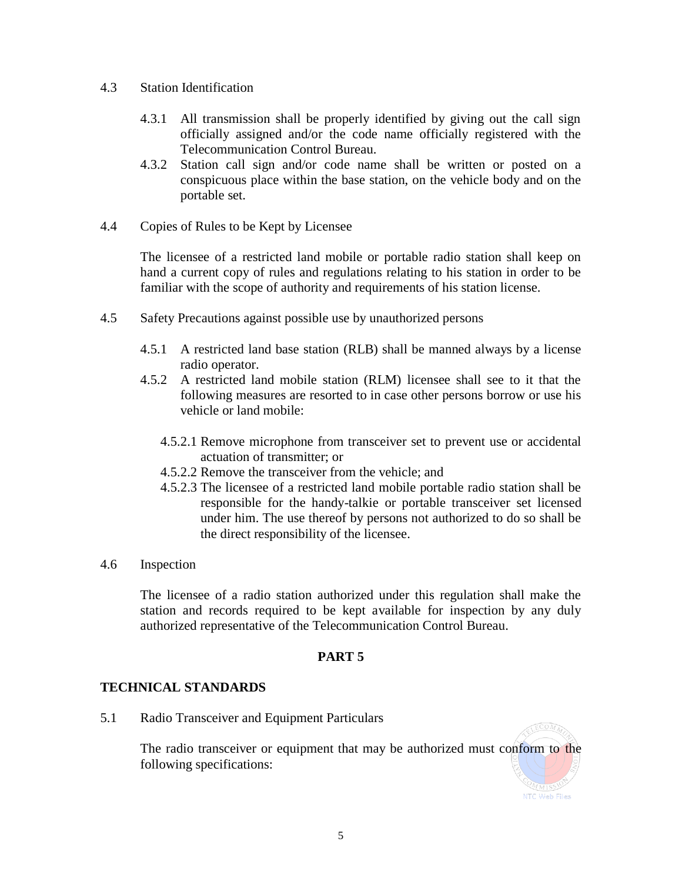4.3 Station Identification

4.3.1 All transmission shall be properly identified by giving out the call sign officially assigned and/or the code name officially registered with the Telecommunication Control Bureau.

4.3.2 Station call sign and/or code name shall be written or posted on a conspicuous place within the base station, on the vehicle body and on the portable set.

4.4 Copies of Rules to be Kept by Licensee

The licensee of a restricted land mobile or portable radio station shall keep on hand a current copy of rules and regulations relating to his station in order to be familiar with the scope of authority and requirements of his station license.

4.5 Safety Precautions against possible use by unauthorized persons

4.5.1 A restricted land base station (RLB) shall be manned always by a license radio operator.

4.5.2 A restricted land mobile station (RLM) licensee shall see to it that the following measures are resorted to in case other persons borrow or use his vehicle or land mobile:

4.5.2.1 Remove microphone from transceiver set to prevent use or accidental actuation of transmitter; or

4.5.2.2 Remove the transceiver from the vehicle; and

4.5.2.3 The licensee of a restricted land mobile portable radio station shall be responsible for the handy-talkie or portable transceiver set licensed under him. The use thereof by persons not authorized to do so shall be the direct responsibility of the licensee.

4.6 Inspection

The licensee of a radio station authorized under this regulation shall make the station and records required to be kept available for inspection by any duly authorized representative of the Telecommunication Control Bureau.

## PART 5

## TECHNICAL STANDARDS

5.1 Radio Transceiver and Equipment Particulars

The radio transceiver or equipment that may be authorized must conform to the following specifications: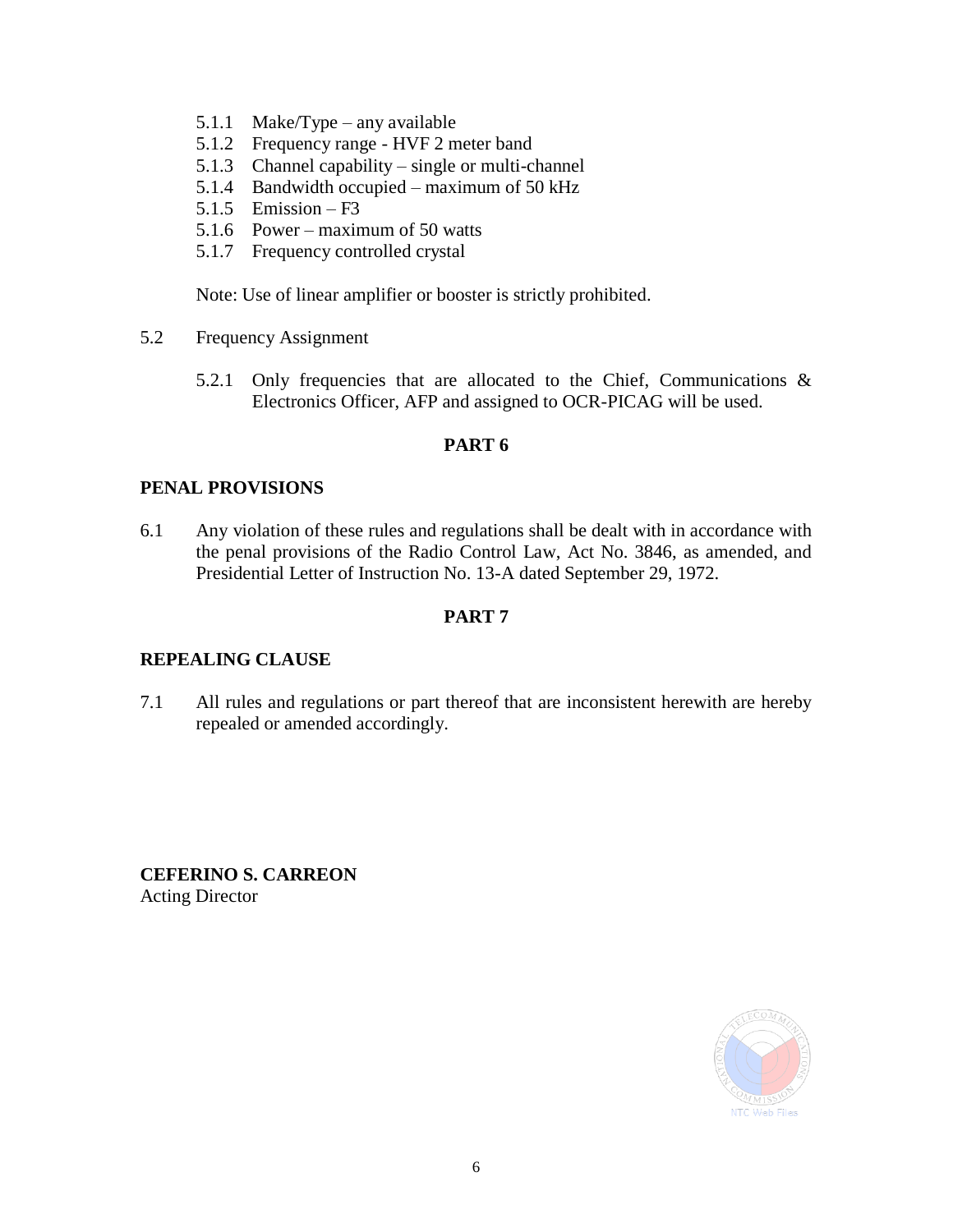5.1.1 Make/Type – any available
5.1.2 Frequency range - HVF 2 meter band
5.1.3 Channel capability – single or multi-channel
5.1.4 Bandwidth occupied – maximum of 50 kHz
5.1.5 Emission – F3
5.1.6 Power – maximum of 50 watts
5.1.7 Frequency controlled crystal

Note: Use of linear amplifier or booster is strictly prohibited.

5.2 Frequency Assignment

5.2.1 Only frequencies that are allocated to the Chief, Communications & Electronics Officer, AFP and assigned to OCR-PICAG will be used.

## PART 6

## PENAL PROVISIONS

6.1 Any violation of these rules and regulations shall be dealt with in accordance with the penal provisions of the Radio Control Law, Act No. 3846, as amended, and Presidential Letter of Instruction No. 13-A dated September 29, 1972.

## PART 7

## REPEALING CLAUSE

7.1 All rules and regulations or part thereof that are inconsistent herewith are hereby repealed or amended accordingly.

**CEFERINO S. CARREON**
Acting Director